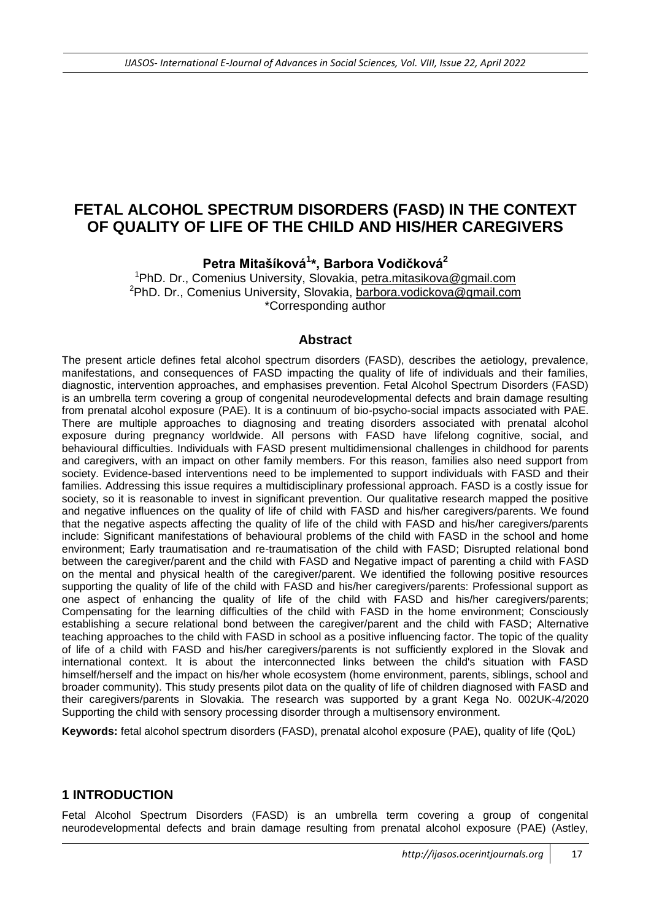# FETAL ALCOHOL SPECTRUM DISORDERS (FASD) IN THE CONTEXT OF QUALITY OF LIFE OF THE CHILD AND HIS/HER CAREGIVERS

**Petra Mitašíková[1]*, Barbora Vodičková[2]**

[1]PhD. Dr., Comenius University, Slovakia, petra.mitasikova@gmail.com
[2]PhD. Dr., Comenius University, Slovakia, barbora.vodickova@gmail.com
*Corresponding author

## Abstract

The present article defines fetal alcohol spectrum disorders (FASD), describes the aetiology, prevalence, manifestations, and consequences of FASD impacting the quality of life of individuals and their families, diagnostic, intervention approaches, and emphasises prevention. Fetal Alcohol Spectrum Disorders (FASD) is an umbrella term covering a group of congenital neurodevelopmental defects and brain damage resulting from prenatal alcohol exposure (PAE). It is a continuum of bio-psycho-social impacts associated with PAE. There are multiple approaches to diagnosing and treating disorders associated with prenatal alcohol exposure during pregnancy worldwide. All persons with FASD have lifelong cognitive, social, and behavioural difficulties. Individuals with FASD present multidimensional challenges in childhood for parents and caregivers, with an impact on other family members. For this reason, families also need support from society. Evidence-based interventions need to be implemented to support individuals with FASD and their families. Addressing this issue requires a multidisciplinary professional approach. FASD is a costly issue for society, so it is reasonable to invest in significant prevention. Our qualitative research mapped the positive and negative influences on the quality of life of child with FASD and his/her caregivers/parents. We found that the negative aspects affecting the quality of life of the child with FASD and his/her caregivers/parents include: Significant manifestations of behavioural problems of the child with FASD in the school and home environment; Early traumatisation and re-traumatisation of the child with FASD; Disrupted relational bond between the caregiver/parent and the child with FASD and Negative impact of parenting a child with FASD on the mental and physical health of the caregiver/parent. We identified the following positive resources supporting the quality of life of the child with FASD and his/her caregivers/parents: Professional support as one aspect of enhancing the quality of life of the child with FASD and his/her caregivers/parents; Compensating for the learning difficulties of the child with FASD in the home environment; Consciously establishing a secure relational bond between the caregiver/parent and the child with FASD; Alternative teaching approaches to the child with FASD in school as a positive influencing factor. The topic of the quality of life of a child with FASD and his/her caregivers/parents is not sufficiently explored in the Slovak and international context. It is about the interconnected links between the child's situation with FASD himself/herself and the impact on his/her whole ecosystem (home environment, parents, siblings, school and broader community). This study presents pilot data on the quality of life of children diagnosed with FASD and their caregivers/parents in Slovakia. The research was supported by a grant Kega No. 002UK-4/2020 Supporting the child with sensory processing disorder through a multisensory environment.

**Keywords:** fetal alcohol spectrum disorders (FASD), prenatal alcohol exposure (PAE), quality of life (QoL)

## 1 INTRODUCTION

Fetal Alcohol Spectrum Disorders (FASD) is an umbrella term covering a group of congenital neurodevelopmental defects and brain damage resulting from prenatal alcohol exposure (PAE) (Astley,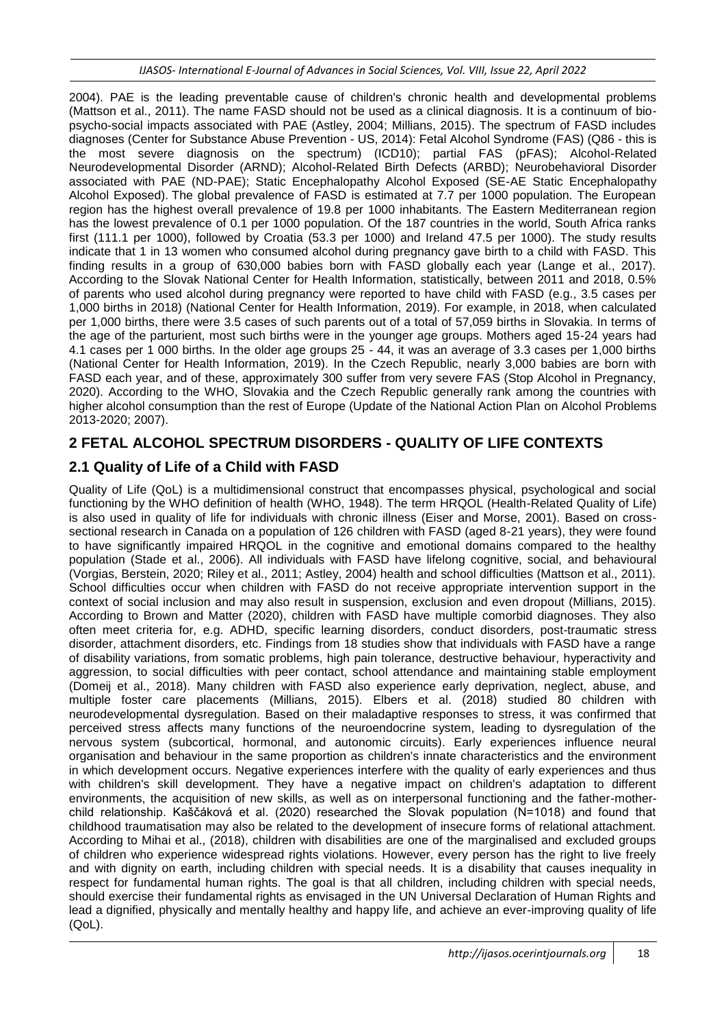2004). PAE is the leading preventable cause of children's chronic health and developmental problems (Mattson et al., 2011). The name FASD should not be used as a clinical diagnosis. It is a continuum of bio-psycho-social impacts associated with PAE (Astley, 2004; Millians, 2015). The spectrum of FASD includes diagnoses (Center for Substance Abuse Prevention - US, 2014): Fetal Alcohol Syndrome (FAS) (Q86 - this is the most severe diagnosis on the spectrum) (ICD10); partial FAS (pFAS); Alcohol-Related Neurodevelopmental Disorder (ARND); Alcohol-Related Birth Defects (ARBD); Neurobehavioral Disorder associated with PAE (ND-PAE); Static Encephalopathy Alcohol Exposed (SE-AE Static Encephalopathy Alcohol Exposed). The global prevalence of FASD is estimated at 7.7 per 1000 population. The European region has the highest overall prevalence of 19.8 per 1000 inhabitants. The Eastern Mediterranean region has the lowest prevalence of 0.1 per 1000 population. Of the 187 countries in the world, South Africa ranks first (111.1 per 1000), followed by Croatia (53.3 per 1000) and Ireland 47.5 per 1000). The study results indicate that 1 in 13 women who consumed alcohol during pregnancy gave birth to a child with FASD. This finding results in a group of 630,000 babies born with FASD globally each year (Lange et al., 2017). According to the Slovak National Center for Health Information, statistically, between 2011 and 2018, 0.5% of parents who used alcohol during pregnancy were reported to have child with FASD (e.g., 3.5 cases per 1,000 births in 2018) (National Center for Health Information, 2019). For example, in 2018, when calculated per 1,000 births, there were 3.5 cases of such parents out of a total of 57,059 births in Slovakia. In terms of the age of the parturient, most such births were in the younger age groups. Mothers aged 15-24 years had 4.1 cases per 1 000 births. In the older age groups 25 - 44, it was an average of 3.3 cases per 1,000 births (National Center for Health Information, 2019). In the Czech Republic, nearly 3,000 babies are born with FASD each year, and of these, approximately 300 suffer from very severe FAS (Stop Alcohol in Pregnancy, 2020). According to the WHO, Slovakia and the Czech Republic generally rank among the countries with higher alcohol consumption than the rest of Europe (Update of the National Action Plan on Alcohol Problems 2013-2020; 2007).

## 2 FETAL ALCOHOL SPECTRUM DISORDERS - QUALITY OF LIFE CONTEXTS

### 2.1 Quality of Life of a Child with FASD

Quality of Life (QoL) is a multidimensional construct that encompasses physical, psychological and social functioning by the WHO definition of health (WHO, 1948). The term HRQOL (Health-Related Quality of Life) is also used in quality of life for individuals with chronic illness (Eiser and Morse, 2001). Based on cross-sectional research in Canada on a population of 126 children with FASD (aged 8-21 years), they were found to have significantly impaired HRQOL in the cognitive and emotional domains compared to the healthy population (Stade et al., 2006). All individuals with FASD have lifelong cognitive, social, and behavioural (Vorgias, Berstein, 2020; Riley et al., 2011; Astley, 2004) health and school difficulties (Mattson et al., 2011). School difficulties occur when children with FASD do not receive appropriate intervention support in the context of social inclusion and may also result in suspension, exclusion and even dropout (Millians, 2015). According to Brown and Matter (2020), children with FASD have multiple comorbid diagnoses. They also often meet criteria for, e.g. ADHD, specific learning disorders, conduct disorders, post-traumatic stress disorder, attachment disorders, etc. Findings from 18 studies show that individuals with FASD have a range of disability variations, from somatic problems, high pain tolerance, destructive behaviour, hyperactivity and aggression, to social difficulties with peer contact, school attendance and maintaining stable employment (Domeij et al., 2018). Many children with FASD also experience early deprivation, neglect, abuse, and multiple foster care placements (Millians, 2015). Elbers et al. (2018) studied 80 children with neurodevelopmental dysregulation. Based on their maladaptive responses to stress, it was confirmed that perceived stress affects many functions of the neuroendocrine system, leading to dysregulation of the nervous system (subcortical, hormonal, and autonomic circuits). Early experiences influence neural organisation and behaviour in the same proportion as children's innate characteristics and the environment in which development occurs. Negative experiences interfere with the quality of early experiences and thus with children's skill development. They have a negative impact on children's adaptation to different environments, the acquisition of new skills, as well as on interpersonal functioning and the father-mother-child relationship. Kaščáková et al. (2020) researched the Slovak population (N=1018) and found that childhood traumatisation may also be related to the development of insecure forms of relational attachment. According to Mihai et al., (2018), children with disabilities are one of the marginalised and excluded groups of children who experience widespread rights violations. However, every person has the right to live freely and with dignity on earth, including children with special needs. It is a disability that causes inequality in respect for fundamental human rights. The goal is that all children, including children with special needs, should exercise their fundamental rights as envisaged in the UN Universal Declaration of Human Rights and lead a dignified, physically and mentally healthy and happy life, and achieve an ever-improving quality of life (QoL).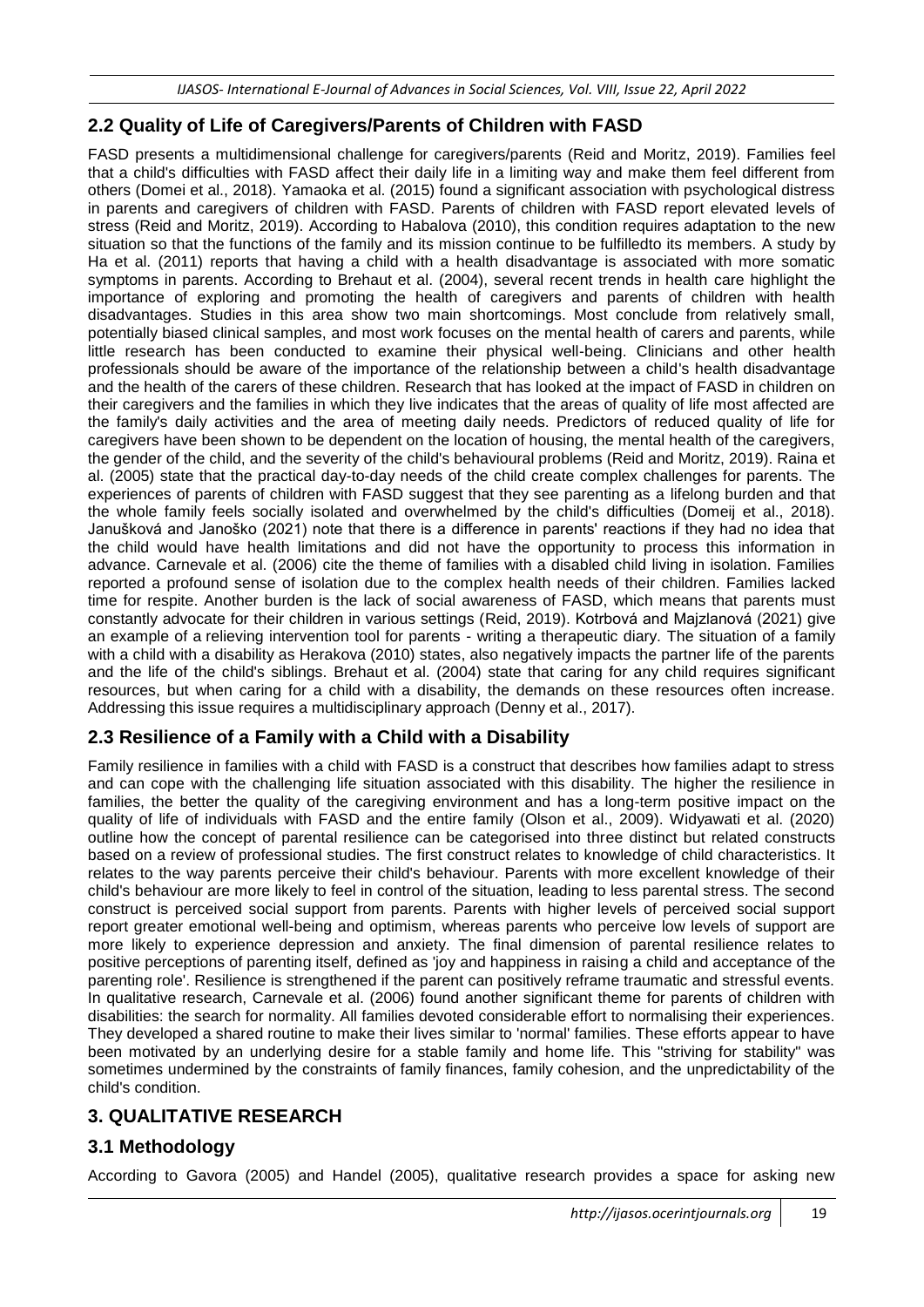## 2.2 Quality of Life of Caregivers/Parents of Children with FASD

FASD presents a multidimensional challenge for caregivers/parents (Reid and Moritz, 2019). Families feel that a child's difficulties with FASD affect their daily life in a limiting way and make them feel different from others (Domei et al., 2018). Yamaoka et al. (2015) found a significant association with psychological distress in parents and caregivers of children with FASD. Parents of children with FASD report elevated levels of stress (Reid and Moritz, 2019). According to Habalova (2010), this condition requires adaptation to the new situation so that the functions of the family and its mission continue to be fulfilledto its members. A study by Ha et al. (2011) reports that having a child with a health disadvantage is associated with more somatic symptoms in parents. According to Brehaut et al. (2004), several recent trends in health care highlight the importance of exploring and promoting the health of caregivers and parents of children with health disadvantages. Studies in this area show two main shortcomings. Most conclude from relatively small, potentially biased clinical samples, and most work focuses on the mental health of carers and parents, while little research has been conducted to examine their physical well-being. Clinicians and other health professionals should be aware of the importance of the relationship between a child's health disadvantage and the health of the carers of these children. Research that has looked at the impact of FASD in children on their caregivers and the families in which they live indicates that the areas of quality of life most affected are the family's daily activities and the area of meeting daily needs. Predictors of reduced quality of life for caregivers have been shown to be dependent on the location of housing, the mental health of the caregivers, the gender of the child, and the severity of the child's behavioural problems (Reid and Moritz, 2019). Raina et al. (2005) state that the practical day-to-day needs of the child create complex challenges for parents. The experiences of parents of children with FASD suggest that they see parenting as a lifelong burden and that the whole family feels socially isolated and overwhelmed by the child's difficulties (Domeij et al., 2018). Janušková and Janoško (2021) note that there is a difference in parents' reactions if they had no idea that the child would have health limitations and did not have the opportunity to process this information in advance. Carnevale et al. (2006) cite the theme of families with a disabled child living in isolation. Families reported a profound sense of isolation due to the complex health needs of their children. Families lacked time for respite. Another burden is the lack of social awareness of FASD, which means that parents must constantly advocate for their children in various settings (Reid, 2019). Kotrbová and Majzlanová (2021) give an example of a relieving intervention tool for parents - writing a therapeutic diary. The situation of a family with a child with a disability as Herakova (2010) states, also negatively impacts the partner life of the parents and the life of the child's siblings. Brehaut et al. (2004) state that caring for any child requires significant resources, but when caring for a child with a disability, the demands on these resources often increase. Addressing this issue requires a multidisciplinary approach (Denny et al., 2017).

## 2.3 Resilience of a Family with a Child with a Disability

Family resilience in families with a child with FASD is a construct that describes how families adapt to stress and can cope with the challenging life situation associated with this disability. The higher the resilience in families, the better the quality of the caregiving environment and has a long-term positive impact on the quality of life of individuals with FASD and the entire family (Olson et al., 2009). Widyawati et al. (2020) outline how the concept of parental resilience can be categorised into three distinct but related constructs based on a review of professional studies. The first construct relates to knowledge of child characteristics. It relates to the way parents perceive their child's behaviour. Parents with more excellent knowledge of their child's behaviour are more likely to feel in control of the situation, leading to less parental stress. The second construct is perceived social support from parents. Parents with higher levels of perceived social support report greater emotional well-being and optimism, whereas parents who perceive low levels of support are more likely to experience depression and anxiety. The final dimension of parental resilience relates to positive perceptions of parenting itself, defined as 'joy and happiness in raising a child and acceptance of the parenting role'. Resilience is strengthened if the parent can positively reframe traumatic and stressful events. In qualitative research, Carnevale et al. (2006) found another significant theme for parents of children with disabilities: the search for normality. All families devoted considerable effort to normalising their experiences. They developed a shared routine to make their lives similar to 'normal' families. These efforts appear to have been motivated by an underlying desire for a stable family and home life. This "striving for stability" was sometimes undermined by the constraints of family finances, family cohesion, and the unpredictability of the child's condition.

## 3. QUALITATIVE RESEARCH

## 3.1 Methodology

According to Gavora (2005) and Handel (2005), qualitative research provides a space for asking new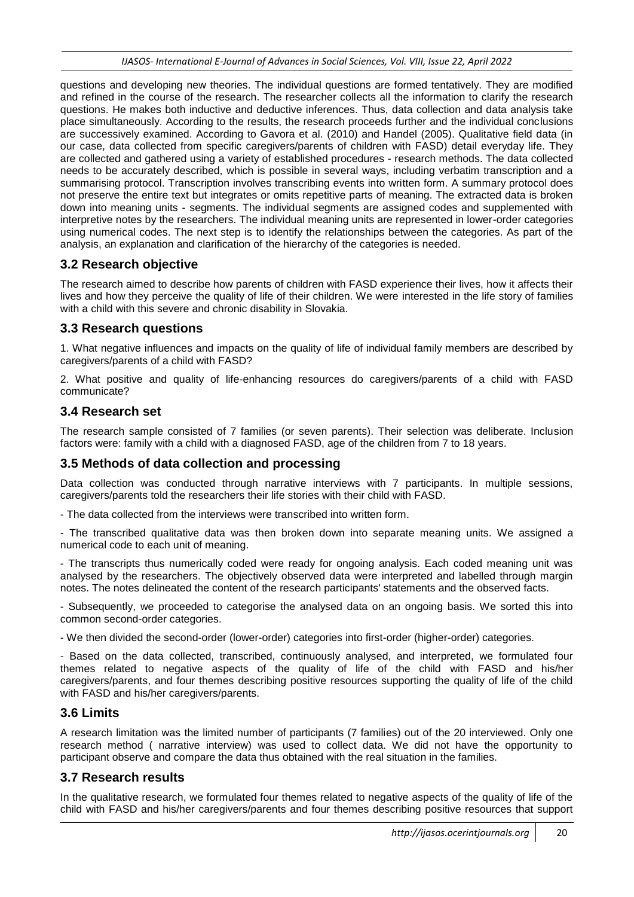questions and developing new theories. The individual questions are formed tentatively. They are modified and refined in the course of the research. The researcher collects all the information to clarify the research questions. He makes both inductive and deductive inferences. Thus, data collection and data analysis take place simultaneously. According to the results, the research proceeds further and the individual conclusions are successively examined. According to Gavora et al. (2010) and Handel (2005). Qualitative field data (in our case, data collected from specific caregivers/parents of children with FASD) detail everyday life. They are collected and gathered using a variety of established procedures - research methods. The data collected needs to be accurately described, which is possible in several ways, including verbatim transcription and a summarising protocol. Transcription involves transcribing events into written form. A summary protocol does not preserve the entire text but integrates or omits repetitive parts of meaning. The extracted data is broken down into meaning units - segments. The individual segments are assigned codes and supplemented with interpretive notes by the researchers. The individual meaning units are represented in lower-order categories using numerical codes. The next step is to identify the relationships between the categories. As part of the analysis, an explanation and clarification of the hierarchy of the categories is needed.

### 3.2 Research objective

The research aimed to describe how parents of children with FASD experience their lives, how it affects their lives and how they perceive the quality of life of their children. We were interested in the life story of families with a child with this severe and chronic disability in Slovakia.

### 3.3 Research questions

1. What negative influences and impacts on the quality of life of individual family members are described by caregivers/parents of a child with FASD?

2. What positive and quality of life-enhancing resources do caregivers/parents of a child with FASD communicate?

### 3.4 Research set

The research sample consisted of 7 families (or seven parents). Their selection was deliberate. Inclusion factors were: family with a child with a diagnosed FASD, age of the children from 7 to 18 years.

### 3.5 Methods of data collection and processing

Data collection was conducted through narrative interviews with 7 participants. In multiple sessions, caregivers/parents told the researchers their life stories with their child with FASD.

- The data collected from the interviews were transcribed into written form.

- The transcribed qualitative data was then broken down into separate meaning units. We assigned a numerical code to each unit of meaning.

- The transcripts thus numerically coded were ready for ongoing analysis. Each coded meaning unit was analysed by the researchers. The objectively observed data were interpreted and labelled through margin notes. The notes delineated the content of the research participants' statements and the observed facts.

- Subsequently, we proceeded to categorise the analysed data on an ongoing basis. We sorted this into common second-order categories.

- We then divided the second-order (lower-order) categories into first-order (higher-order) categories.

- Based on the data collected, transcribed, continuously analysed, and interpreted, we formulated four themes related to negative aspects of the quality of life of the child with FASD and his/her caregivers/parents, and four themes describing positive resources supporting the quality of life of the child with FASD and his/her caregivers/parents.

### 3.6 Limits

A research limitation was the limited number of participants (7 families) out of the 20 interviewed. Only one research method ( narrative interview) was used to collect data. We did not have the opportunity to participant observe and compare the data thus obtained with the real situation in the families.

### 3.7 Research results

In the qualitative research, we formulated four themes related to negative aspects of the quality of life of the child with FASD and his/her caregivers/parents and four themes describing positive resources that support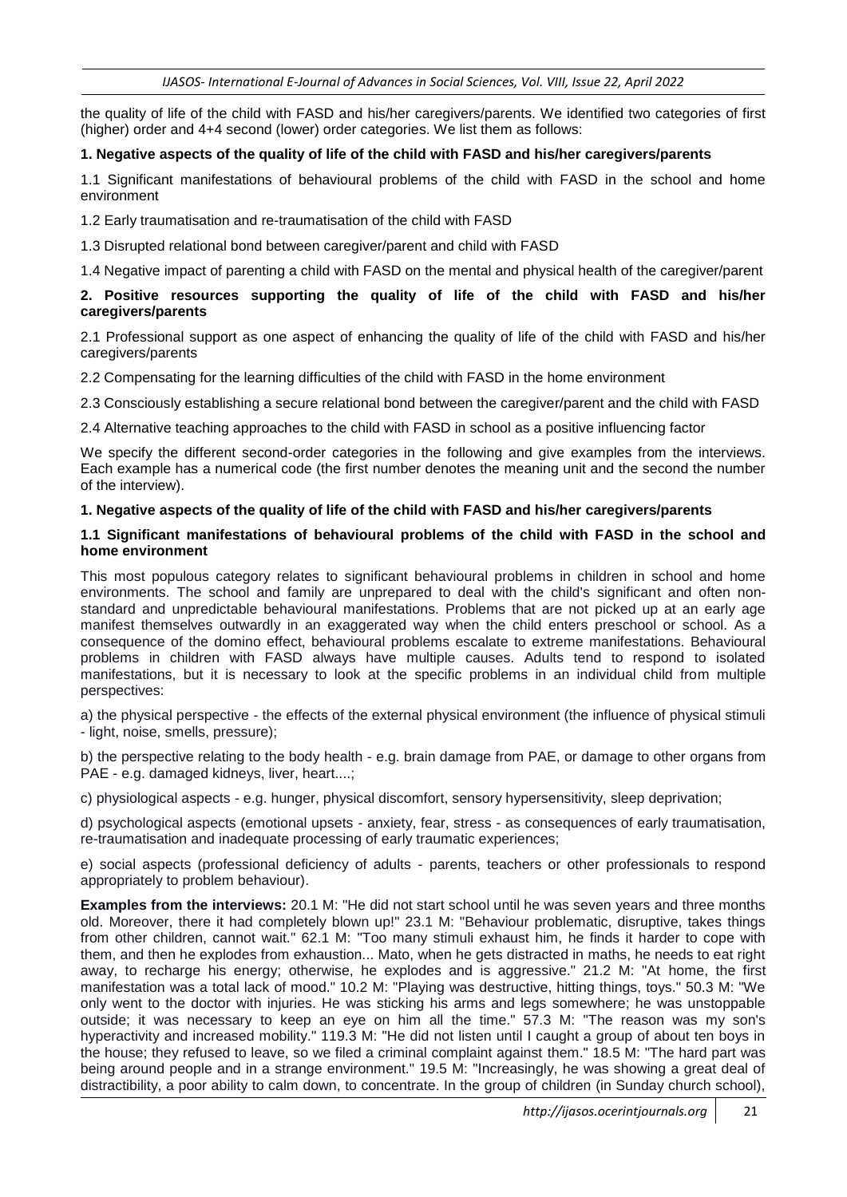the quality of life of the child with FASD and his/her caregivers/parents. We identified two categories of first (higher) order and 4+4 second (lower) order categories. We list them as follows:

**1. Negative aspects of the quality of life of the child with FASD and his/her caregivers/parents**

1.1 Significant manifestations of behavioural problems of the child with FASD in the school and home environment

1.2 Early traumatisation and re-traumatisation of the child with FASD

1.3 Disrupted relational bond between caregiver/parent and child with FASD

1.4 Negative impact of parenting a child with FASD on the mental and physical health of the caregiver/parent

**2. Positive resources supporting the quality of life of the child with FASD and his/her caregivers/parents**

2.1 Professional support as one aspect of enhancing the quality of life of the child with FASD and his/her caregivers/parents

2.2 Compensating for the learning difficulties of the child with FASD in the home environment

2.3 Consciously establishing a secure relational bond between the caregiver/parent and the child with FASD

2.4 Alternative teaching approaches to the child with FASD in school as a positive influencing factor

We specify the different second-order categories in the following and give examples from the interviews. Each example has a numerical code (the first number denotes the meaning unit and the second the number of the interview).

**1. Negative aspects of the quality of life of the child with FASD and his/her caregivers/parents**

**1.1 Significant manifestations of behavioural problems of the child with FASD in the school and home environment**

This most populous category relates to significant behavioural problems in children in school and home environments. The school and family are unprepared to deal with the child's significant and often non-standard and unpredictable behavioural manifestations. Problems that are not picked up at an early age manifest themselves outwardly in an exaggerated way when the child enters preschool or school. As a consequence of the domino effect, behavioural problems escalate to extreme manifestations. Behavioural problems in children with FASD always have multiple causes. Adults tend to respond to isolated manifestations, but it is necessary to look at the specific problems in an individual child from multiple perspectives:

a) the physical perspective - the effects of the external physical environment (the influence of physical stimuli - light, noise, smells, pressure);

b) the perspective relating to the body health - e.g. brain damage from PAE, or damage to other organs from PAE - e.g. damaged kidneys, liver, heart....;

c) physiological aspects - e.g. hunger, physical discomfort, sensory hypersensitivity, sleep deprivation;

d) psychological aspects (emotional upsets - anxiety, fear, stress - as consequences of early traumatisation, re-traumatisation and inadequate processing of early traumatic experiences;

e) social aspects (professional deficiency of adults - parents, teachers or other professionals to respond appropriately to problem behaviour).

**Examples from the interviews:** 20.1 M: "He did not start school until he was seven years and three months old. Moreover, there it had completely blown up!" 23.1 M: "Behaviour problematic, disruptive, takes things from other children, cannot wait." 62.1 M: "Too many stimuli exhaust him, he finds it harder to cope with them, and then he explodes from exhaustion... Mato, when he gets distracted in maths, he needs to eat right away, to recharge his energy; otherwise, he explodes and is aggressive." 21.2 M: "At home, the first manifestation was a total lack of mood." 10.2 M: "Playing was destructive, hitting things, toys." 50.3 M: "We only went to the doctor with injuries. He was sticking his arms and legs somewhere; he was unstoppable outside; it was necessary to keep an eye on him all the time." 57.3 M: "The reason was my son's hyperactivity and increased mobility." 119.3 M: "He did not listen until I caught a group of about ten boys in the house; they refused to leave, so we filed a criminal complaint against them." 18.5 M: "The hard part was being around people and in a strange environment." 19.5 M: "Increasingly, he was showing a great deal of distractibility, a poor ability to calm down, to concentrate. In the group of children (in Sunday church school),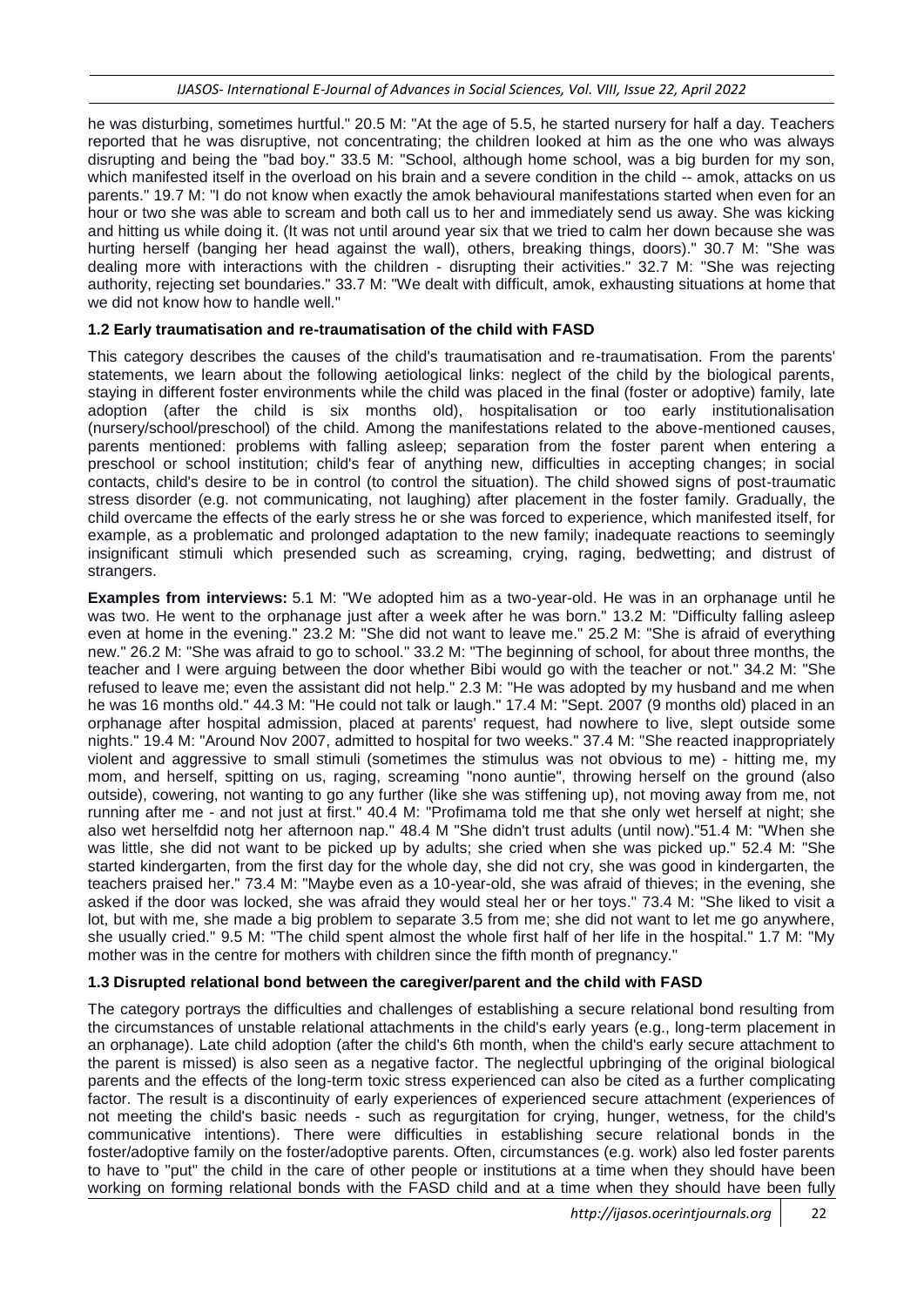he was disturbing, sometimes hurtful." 20.5 M: "At the age of 5.5, he started nursery for half a day. Teachers reported that he was disruptive, not concentrating; the children looked at him as the one who was always disrupting and being the "bad boy." 33.5 M: "School, although home school, was a big burden for my son, which manifested itself in the overload on his brain and a severe condition in the child -- amok, attacks on us parents." 19.7 M: "I do not know when exactly the amok behavioural manifestations started when even for an hour or two she was able to scream and both call us to her and immediately send us away. She was kicking and hitting us while doing it. (It was not until around year six that we tried to calm her down because she was hurting herself (banging her head against the wall), others, breaking things, doors)." 30.7 M: "She was dealing more with interactions with the children - disrupting their activities." 32.7 M: "She was rejecting authority, rejecting set boundaries." 33.7 M: "We dealt with difficult, amok, exhausting situations at home that we did not know how to handle well."

### 1.2 Early traumatisation and re-traumatisation of the child with FASD

This category describes the causes of the child's traumatisation and re-traumatisation. From the parents' statements, we learn about the following aetiological links: neglect of the child by the biological parents, staying in different foster environments while the child was placed in the final (foster or adoptive) family, late adoption (after the child is six months old), hospitalisation or too early institutionalisation (nursery/school/preschool) of the child. Among the manifestations related to the above-mentioned causes, parents mentioned: problems with falling asleep; separation from the foster parent when entering a preschool or school institution; child's fear of anything new, difficulties in accepting changes; in social contacts, child's desire to be in control (to control the situation). The child showed signs of post-traumatic stress disorder (e.g. not communicating, not laughing) after placement in the foster family. Gradually, the child overcame the effects of the early stress he or she was forced to experience, which manifested itself, for example, as a problematic and prolonged adaptation to the new family; inadequate reactions to seemingly insignificant stimuli which presended such as screaming, crying, raging, bedwetting; and distrust of strangers.

**Examples from interviews:** 5.1 M: "We adopted him as a two-year-old. He was in an orphanage until he was two. He went to the orphanage just after a week after he was born." 13.2 M: "Difficulty falling asleep even at home in the evening." 23.2 M: "She did not want to leave me." 25.2 M: "She is afraid of everything new." 26.2 M: "She was afraid to go to school." 33.2 M: "The beginning of school, for about three months, the teacher and I were arguing between the door whether Bibi would go with the teacher or not." 34.2 M: "She refused to leave me; even the assistant did not help." 2.3 M: "He was adopted by my husband and me when he was 16 months old." 44.3 M: "He could not talk or laugh." 17.4 M: "Sept. 2007 (9 months old) placed in an orphanage after hospital admission, placed at parents' request, had nowhere to live, slept outside some nights." 19.4 M: "Around Nov 2007, admitted to hospital for two weeks." 37.4 M: "She reacted inappropriately violent and aggressive to small stimuli (sometimes the stimulus was not obvious to me) - hitting me, my mom, and herself, spitting on us, raging, screaming "nono auntie", throwing herself on the ground (also outside), cowering, not wanting to go any further (like she was stiffening up), not moving away from me, not running after me - and not just at first." 40.4 M: "Profimama told me that she only wet herself at night; she also wet herselfdid notg her afternoon nap." 48.4 M "She didn't trust adults (until now)."51.4 M: "When she was little, she did not want to be picked up by adults; she cried when she was picked up." 52.4 M: "She started kindergarten, from the first day for the whole day, she did not cry, she was good in kindergarten, the teachers praised her." 73.4 M: "Maybe even as a 10-year-old, she was afraid of thieves; in the evening, she asked if the door was locked, she was afraid they would steal her or her toys." 73.4 M: "She liked to visit a lot, but with me, she made a big problem to separate 3.5 from me; she did not want to let me go anywhere, she usually cried." 9.5 M: "The child spent almost the whole first half of her life in the hospital." 1.7 M: "My mother was in the centre for mothers with children since the fifth month of pregnancy."

### 1.3 Disrupted relational bond between the caregiver/parent and the child with FASD

The category portrays the difficulties and challenges of establishing a secure relational bond resulting from the circumstances of unstable relational attachments in the child's early years (e.g., long-term placement in an orphanage). Late child adoption (after the child's 6th month, when the child's early secure attachment to the parent is missed) is also seen as a negative factor. The neglectful upbringing of the original biological parents and the effects of the long-term toxic stress experienced can also be cited as a further complicating factor. The result is a discontinuity of early experiences of experienced secure attachment (experiences of not meeting the child's basic needs - such as regurgitation for crying, hunger, wetness, for the child's communicative intentions). There were difficulties in establishing secure relational bonds in the foster/adoptive family on the foster/adoptive parents. Often, circumstances (e.g. work) also led foster parents to have to "put" the child in the care of other people or institutions at a time when they should have been working on forming relational bonds with the FASD child and at a time when they should have been fully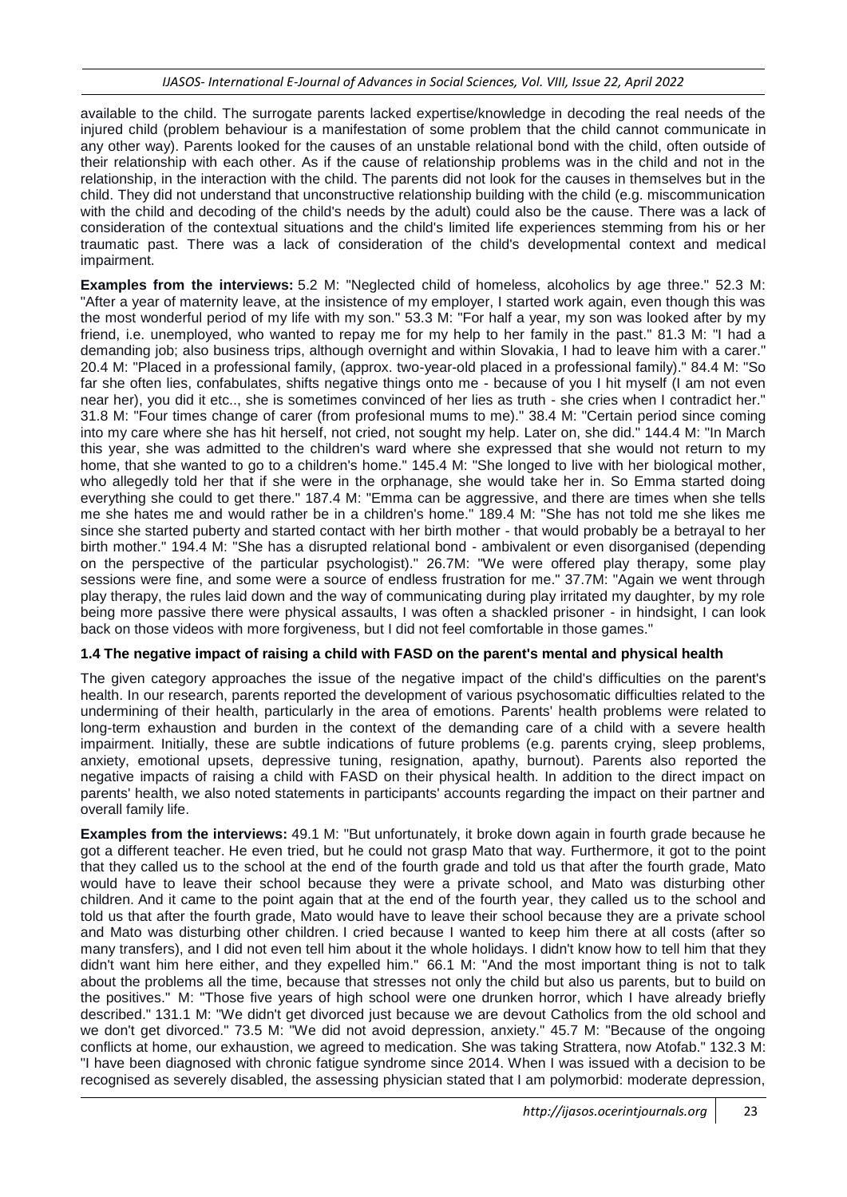available to the child. The surrogate parents lacked expertise/knowledge in decoding the real needs of the injured child (problem behaviour is a manifestation of some problem that the child cannot communicate in any other way). Parents looked for the causes of an unstable relational bond with the child, often outside of their relationship with each other. As if the cause of relationship problems was in the child and not in the relationship, in the interaction with the child. The parents did not look for the causes in themselves but in the child. They did not understand that unconstructive relationship building with the child (e.g. miscommunication with the child and decoding of the child's needs by the adult) could also be the cause. There was a lack of consideration of the contextual situations and the child's limited life experiences stemming from his or her traumatic past. There was a lack of consideration of the child's developmental context and medical impairment.

**Examples from the interviews:** 5.2 M: "Neglected child of homeless, alcoholics by age three." 52.3 M: "After a year of maternity leave, at the insistence of my employer, I started work again, even though this was the most wonderful period of my life with my son." 53.3 M: "For half a year, my son was looked after by my friend, i.e. unemployed, who wanted to repay me for my help to her family in the past." 81.3 M: "I had a demanding job; also business trips, although overnight and within Slovakia, I had to leave him with a carer." 20.4 M: "Placed in a professional family, (approx. two-year-old placed in a professional family)." 84.4 M: "So far she often lies, confabulates, shifts negative things onto me - because of you I hit myself (I am not even near her), you did it etc.., she is sometimes convinced of her lies as truth - she cries when I contradict her." 31.8 M: "Four times change of carer (from profesional mums to me)." 38.4 M: "Certain period since coming into my care where she has hit herself, not cried, not sought my help. Later on, she did." 144.4 M: "In March this year, she was admitted to the children's ward where she expressed that she would not return to my home, that she wanted to go to a children's home." 145.4 M: "She longed to live with her biological mother, who allegedly told her that if she were in the orphanage, she would take her in. So Emma started doing everything she could to get there." 187.4 M: "Emma can be aggressive, and there are times when she tells me she hates me and would rather be in a children's home." 189.4 M: "She has not told me she likes me since she started puberty and started contact with her birth mother - that would probably be a betrayal to her birth mother." 194.4 M: "She has a disrupted relational bond - ambivalent or even disorganised (depending on the perspective of the particular psychologist)." 26.7M: "We were offered play therapy, some play sessions were fine, and some were a source of endless frustration for me." 37.7M: "Again we went through play therapy, the rules laid down and the way of communicating during play irritated my daughter, by my role being more passive there were physical assaults, I was often a shackled prisoner - in hindsight, I can look back on those videos with more forgiveness, but I did not feel comfortable in those games."

### 1.4 The negative impact of raising a child with FASD on the parent's mental and physical health

The given category approaches the issue of the negative impact of the child's difficulties on the parent's health. In our research, parents reported the development of various psychosomatic difficulties related to the undermining of their health, particularly in the area of emotions. Parents' health problems were related to long-term exhaustion and burden in the context of the demanding care of a child with a severe health impairment. Initially, these are subtle indications of future problems (e.g. parents crying, sleep problems, anxiety, emotional upsets, depressive tuning, resignation, apathy, burnout). Parents also reported the negative impacts of raising a child with FASD on their physical health. In addition to the direct impact on parents' health, we also noted statements in participants' accounts regarding the impact on their partner and overall family life.

**Examples from the interviews:** 49.1 M: "But unfortunately, it broke down again in fourth grade because he got a different teacher. He even tried, but he could not grasp Mato that way. Furthermore, it got to the point that they called us to the school at the end of the fourth grade and told us that after the fourth grade, Mato would have to leave their school because they were a private school, and Mato was disturbing other children. And it came to the point again that at the end of the fourth year, they called us to the school and told us that after the fourth grade, Mato would have to leave their school because they are a private school and Mato was disturbing other children. I cried because I wanted to keep him there at all costs (after so many transfers), and I did not even tell him about it the whole holidays. I didn't know how to tell him that they didn't want him here either, and they expelled him." 66.1 M: "And the most important thing is not to talk about the problems all the time, because that stresses not only the child but also us parents, but to build on the positives." M: "Those five years of high school were one drunken horror, which I have already briefly described." 131.1 M: "We didn't get divorced just because we are devout Catholics from the old school and we don't get divorced." 73.5 M: "We did not avoid depression, anxiety." 45.7 M: "Because of the ongoing conflicts at home, our exhaustion, we agreed to medication. She was taking Strattera, now Atofab." 132.3 M: "I have been diagnosed with chronic fatigue syndrome since 2014. When I was issued with a decision to be recognised as severely disabled, the assessing physician stated that I am polymorbid: moderate depression,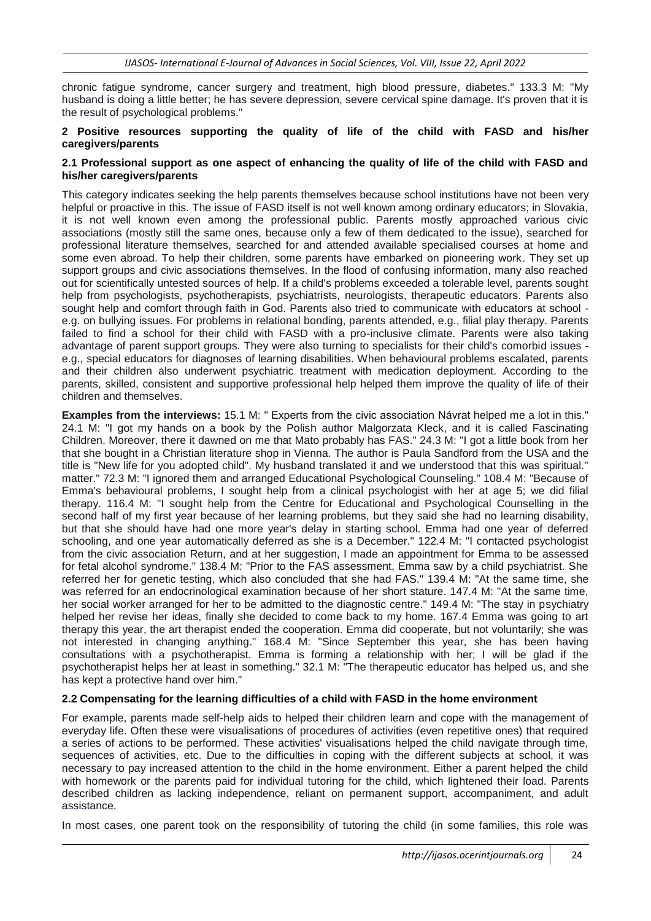chronic fatigue syndrome, cancer surgery and treatment, high blood pressure, diabetes." 133.3 M: "My husband is doing a little better; he has severe depression, severe cervical spine damage. It's proven that it is the result of psychological problems."

### 2 Positive resources supporting the quality of life of the child with FASD and his/her caregivers/parents

#### 2.1 Professional support as one aspect of enhancing the quality of life of the child with FASD and his/her caregivers/parents

This category indicates seeking the help parents themselves because school institutions have not been very helpful or proactive in this. The issue of FASD itself is not well known among ordinary educators; in Slovakia, it is not well known even among the professional public. Parents mostly approached various civic associations (mostly still the same ones, because only a few of them dedicated to the issue), searched for professional literature themselves, searched for and attended available specialised courses at home and some even abroad. To help their children, some parents have embarked on pioneering work. They set up support groups and civic associations themselves. In the flood of confusing information, many also reached out for scientifically untested sources of help. If a child's problems exceeded a tolerable level, parents sought help from psychologists, psychotherapists, psychiatrists, neurologists, therapeutic educators. Parents also sought help and comfort through faith in God. Parents also tried to communicate with educators at school - e.g. on bullying issues. For problems in relational bonding, parents attended, e.g., filial play therapy. Parents failed to find a school for their child with FASD with a pro-inclusive climate. Parents were also taking advantage of parent support groups. They were also turning to specialists for their child's comorbid issues - e.g., special educators for diagnoses of learning disabilities. When behavioural problems escalated, parents and their children also underwent psychiatric treatment with medication deployment. According to the parents, skilled, consistent and supportive professional help helped them improve the quality of life of their children and themselves.

**Examples from the interviews:** 15.1 M: " Experts from the civic association Návrat helped me a lot in this." 24.1 M: "I got my hands on a book by the Polish author Malgorzata Kleck, and it is called Fascinating Children. Moreover, there it dawned on me that Mato probably has FAS." 24.3 M: "I got a little book from her that she bought in a Christian literature shop in Vienna. The author is Paula Sandford from the USA and the title is "New life for you adopted child". My husband translated it and we understood that this was spiritual." matter." 72.3 M: "I ignored them and arranged Educational Psychological Counseling." 108.4 M: "Because of Emma's behavioural problems, I sought help from a clinical psychologist with her at age 5; we did filial therapy. 116.4 M: "I sought help from the Centre for Educational and Psychological Counselling in the second half of my first year because of her learning problems, but they said she had no learning disability, but that she should have had one more year's delay in starting school. Emma had one year of deferred schooling, and one year automatically deferred as she is a December." 122.4 M: "I contacted psychologist from the civic association Return, and at her suggestion, I made an appointment for Emma to be assessed for fetal alcohol syndrome." 138.4 M: "Prior to the FAS assessment, Emma saw by a child psychiatrist. She referred her for genetic testing, which also concluded that she had FAS." 139.4 M: "At the same time, she was referred for an endocrinological examination because of her short stature. 147.4 M: "At the same time, her social worker arranged for her to be admitted to the diagnostic centre." 149.4 M: "The stay in psychiatry helped her revise her ideas, finally she decided to come back to my home. 167.4 Emma was going to art therapy this year, the art therapist ended the cooperation. Emma did cooperate, but not voluntarily; she was not interested in changing anything." 168.4 M: "Since September this year, she has been having consultations with a psychotherapist. Emma is forming a relationship with her; I will be glad if the psychotherapist helps her at least in something." 32.1 M: "The therapeutic educator has helped us, and she has kept a protective hand over him."

#### 2.2 Compensating for the learning difficulties of a child with FASD in the home environment

For example, parents made self-help aids to helped their children learn and cope with the management of everyday life. Often these were visualisations of procedures of activities (even repetitive ones) that required a series of actions to be performed. These activities' visualisations helped the child navigate through time, sequences of activities, etc. Due to the difficulties in coping with the different subjects at school, it was necessary to pay increased attention to the child in the home environment. Either a parent helped the child with homework or the parents paid for individual tutoring for the child, which lightened their load. Parents described children as lacking independence, reliant on permanent support, accompaniment, and adult assistance.

In most cases, one parent took on the responsibility of tutoring the child (in some families, this role was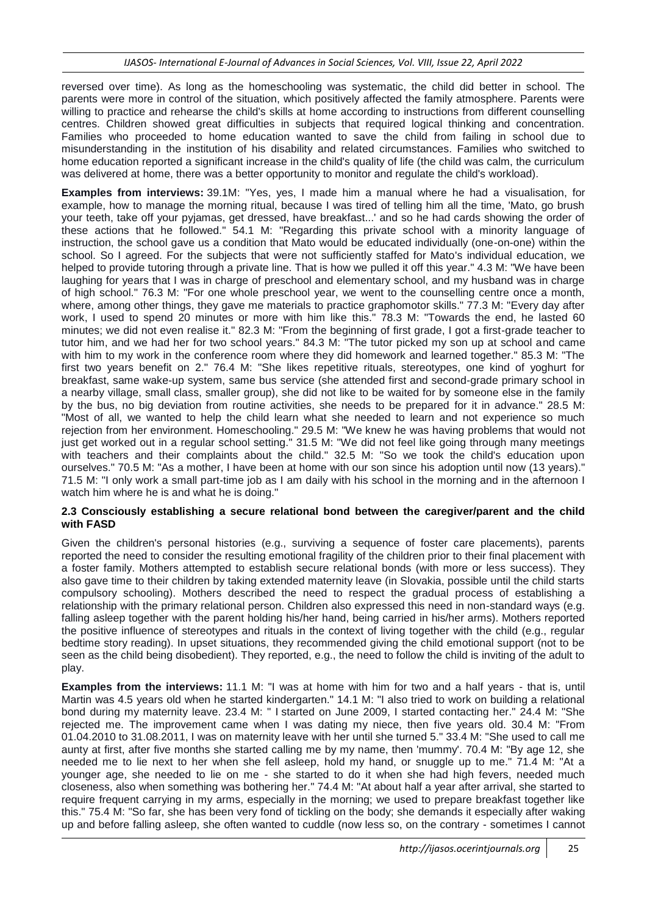reversed over time). As long as the homeschooling was systematic, the child did better in school. The parents were more in control of the situation, which positively affected the family atmosphere. Parents were willing to practice and rehearse the child's skills at home according to instructions from different counselling centres. Children showed great difficulties in subjects that required logical thinking and concentration. Families who proceeded to home education wanted to save the child from failing in school due to misunderstanding in the institution of his disability and related circumstances. Families who switched to home education reported a significant increase in the child's quality of life (the child was calm, the curriculum was delivered at home, there was a better opportunity to monitor and regulate the child's workload).

**Examples from interviews:** 39.1M: "Yes, yes, I made him a manual where he had a visualisation, for example, how to manage the morning ritual, because I was tired of telling him all the time, 'Mato, go brush your teeth, take off your pyjamas, get dressed, have breakfast...' and so he had cards showing the order of these actions that he followed." 54.1 M: "Regarding this private school with a minority language of instruction, the school gave us a condition that Mato would be educated individually (one-on-one) within the school. So I agreed. For the subjects that were not sufficiently staffed for Mato's individual education, we helped to provide tutoring through a private line. That is how we pulled it off this year." 4.3 M: "We have been laughing for years that I was in charge of preschool and elementary school, and my husband was in charge of high school." 76.3 M: "For one whole preschool year, we went to the counselling centre once a month, where, among other things, they gave me materials to practice graphomotor skills." 77.3 M: "Every day after work, I used to spend 20 minutes or more with him like this." 78.3 M: "Towards the end, he lasted 60 minutes; we did not even realise it." 82.3 M: "From the beginning of first grade, I got a first-grade teacher to tutor him, and we had her for two school years." 84.3 M: "The tutor picked my son up at school and came with him to my work in the conference room where they did homework and learned together." 85.3 M: "The first two years benefit on 2." 76.4 M: "She likes repetitive rituals, stereotypes, one kind of yoghurt for breakfast, same wake-up system, same bus service (she attended first and second-grade primary school in a nearby village, small class, smaller group), she did not like to be waited for by someone else in the family by the bus, no big deviation from routine activities, she needs to be prepared for it in advance." 28.5 M: "Most of all, we wanted to help the child learn what she needed to learn and not experience so much rejection from her environment. Homeschooling." 29.5 M: "We knew he was having problems that would not just get worked out in a regular school setting." 31.5 M: "We did not feel like going through many meetings with teachers and their complaints about the child." 32.5 M: "So we took the child's education upon ourselves." 70.5 M: "As a mother, I have been at home with our son since his adoption until now (13 years)." 71.5 M: "I only work a small part-time job as I am daily with his school in the morning and in the afternoon I watch him where he is and what he is doing."

### 2.3 Consciously establishing a secure relational bond between the caregiver/parent and the child with FASD

Given the children's personal histories (e.g., surviving a sequence of foster care placements), parents reported the need to consider the resulting emotional fragility of the children prior to their final placement with a foster family. Mothers attempted to establish secure relational bonds (with more or less success). They also gave time to their children by taking extended maternity leave (in Slovakia, possible until the child starts compulsory schooling). Mothers described the need to respect the gradual process of establishing a relationship with the primary relational person. Children also expressed this need in non-standard ways (e.g. falling asleep together with the parent holding his/her hand, being carried in his/her arms). Mothers reported the positive influence of stereotypes and rituals in the context of living together with the child (e.g., regular bedtime story reading). In upset situations, they recommended giving the child emotional support (not to be seen as the child being disobedient). They reported, e.g., the need to follow the child is inviting of the adult to play.

**Examples from the interviews:** 11.1 M: "I was at home with him for two and a half years - that is, until Martin was 4.5 years old when he started kindergarten." 14.1 M: "I also tried to work on building a relational bond during my maternity leave. 23.4 M: " I started on June 2009, I started contacting her." 24.4 M: "She rejected me. The improvement came when I was dating my niece, then five years old. 30.4 M: "From 01.04.2010 to 31.08.2011, I was on maternity leave with her until she turned 5." 33.4 M: "She used to call me aunty at first, after five months she started calling me by my name, then 'mummy'. 70.4 M: "By age 12, she needed me to lie next to her when she fell asleep, hold my hand, or snuggle up to me." 71.4 M: "At a younger age, she needed to lie on me - she started to do it when she had high fevers, needed much closeness, also when something was bothering her." 74.4 M: "At about half a year after arrival, she started to require frequent carrying in my arms, especially in the morning; we used to prepare breakfast together like this." 75.4 M: "So far, she has been very fond of tickling on the body; she demands it especially after waking up and before falling asleep, she often wanted to cuddle (now less so, on the contrary - sometimes I cannot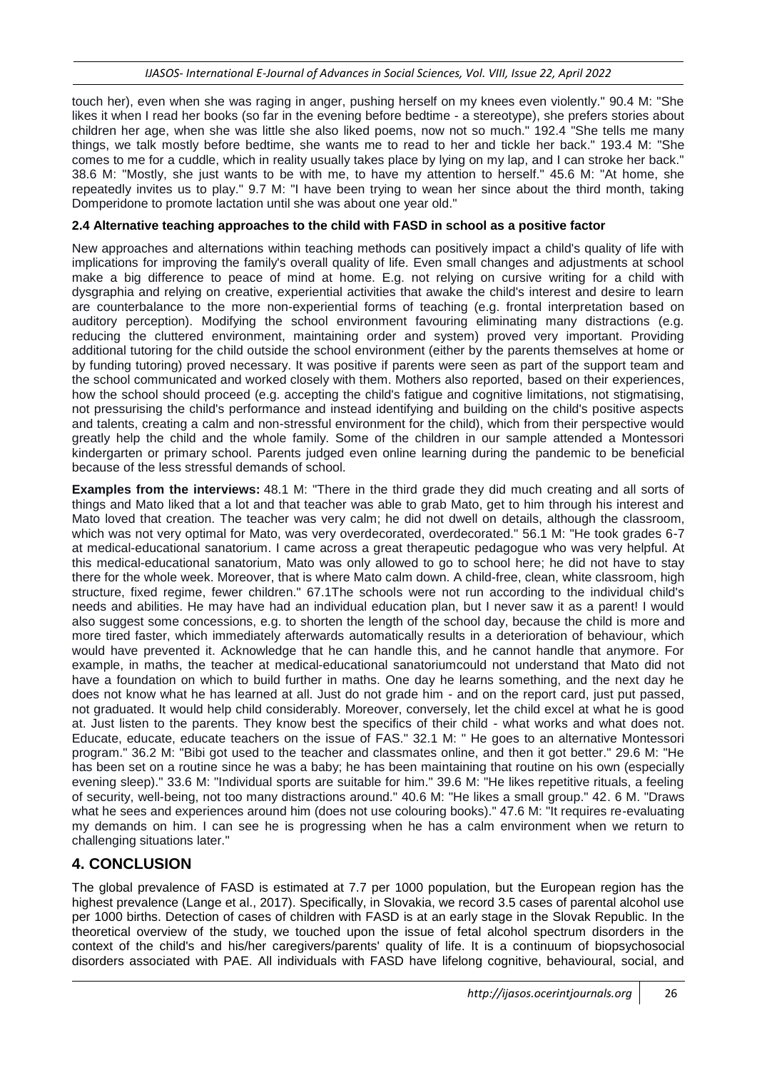touch her), even when she was raging in anger, pushing herself on my knees even violently." 90.4 M: "She likes it when I read her books (so far in the evening before bedtime - a stereotype), she prefers stories about children her age, when she was little she also liked poems, now not so much." 192.4 "She tells me many things, we talk mostly before bedtime, she wants me to read to her and tickle her back." 193.4 M: "She comes to me for a cuddle, which in reality usually takes place by lying on my lap, and I can stroke her back." 38.6 M: "Mostly, she just wants to be with me, to have my attention to herself." 45.6 M: "At home, she repeatedly invites us to play." 9.7 M: "I have been trying to wean her since about the third month, taking Domperidone to promote lactation until she was about one year old."

### 2.4 Alternative teaching approaches to the child with FASD in school as a positive factor

New approaches and alternations within teaching methods can positively impact a child's quality of life with implications for improving the family's overall quality of life. Even small changes and adjustments at school make a big difference to peace of mind at home. E.g. not relying on cursive writing for a child with dysgraphia and relying on creative, experiential activities that awake the child's interest and desire to learn are counterbalance to the more non-experiential forms of teaching (e.g. frontal interpretation based on auditory perception). Modifying the school environment favouring eliminating many distractions (e.g. reducing the cluttered environment, maintaining order and system) proved very important. Providing additional tutoring for the child outside the school environment (either by the parents themselves at home or by funding tutoring) proved necessary. It was positive if parents were seen as part of the support team and the school communicated and worked closely with them. Mothers also reported, based on their experiences, how the school should proceed (e.g. accepting the child's fatigue and cognitive limitations, not stigmatising, not pressurising the child's performance and instead identifying and building on the child's positive aspects and talents, creating a calm and non-stressful environment for the child), which from their perspective would greatly help the child and the whole family. Some of the children in our sample attended a Montessori kindergarten or primary school. Parents judged even online learning during the pandemic to be beneficial because of the less stressful demands of school.

**Examples from the interviews:** 48.1 M: "There in the third grade they did much creating and all sorts of things and Mato liked that a lot and that teacher was able to grab Mato, get to him through his interest and Mato loved that creation. The teacher was very calm; he did not dwell on details, although the classroom, which was not very optimal for Mato, was very overdecorated, overdecorated." 56.1 M: "He took grades 6-7 at medical-educational sanatorium. I came across a great therapeutic pedagogue who was very helpful. At this medical-educational sanatorium, Mato was only allowed to go to school here; he did not have to stay there for the whole week. Moreover, that is where Mato calm down. A child-free, clean, white classroom, high structure, fixed regime, fewer children." 67.1The schools were not run according to the individual child's needs and abilities. He may have had an individual education plan, but I never saw it as a parent! I would also suggest some concessions, e.g. to shorten the length of the school day, because the child is more and more tired faster, which immediately afterwards automatically results in a deterioration of behaviour, which would have prevented it. Acknowledge that he can handle this, and he cannot handle that anymore. For example, in maths, the teacher at medical-educational sanatoriumcould not understand that Mato did not have a foundation on which to build further in maths. One day he learns something, and the next day he does not know what he has learned at all. Just do not grade him - and on the report card, just put passed, not graduated. It would help child considerably. Moreover, conversely, let the child excel at what he is good at. Just listen to the parents. They know best the specifics of their child - what works and what does not. Educate, educate, educate teachers on the issue of FAS." 32.1 M: " He goes to an alternative Montessori program." 36.2 M: "Bibi got used to the teacher and classmates online, and then it got better." 29.6 M: "He has been set on a routine since he was a baby; he has been maintaining that routine on his own (especially evening sleep)." 33.6 M: "Individual sports are suitable for him." 39.6 M: "He likes repetitive rituals, a feeling of security, well-being, not too many distractions around." 40.6 M: "He likes a small group." 42. 6 M. "Draws what he sees and experiences around him (does not use colouring books)." 47.6 M: "It requires re-evaluating my demands on him. I can see he is progressing when he has a calm environment when we return to challenging situations later."

## 4. CONCLUSION

The global prevalence of FASD is estimated at 7.7 per 1000 population, but the European region has the highest prevalence (Lange et al., 2017). Specifically, in Slovakia, we record 3.5 cases of parental alcohol use per 1000 births. Detection of cases of children with FASD is at an early stage in the Slovak Republic. In the theoretical overview of the study, we touched upon the issue of fetal alcohol spectrum disorders in the context of the child's and his/her caregivers/parents' quality of life. It is a continuum of biopsychosocial disorders associated with PAE. All individuals with FASD have lifelong cognitive, behavioural, social, and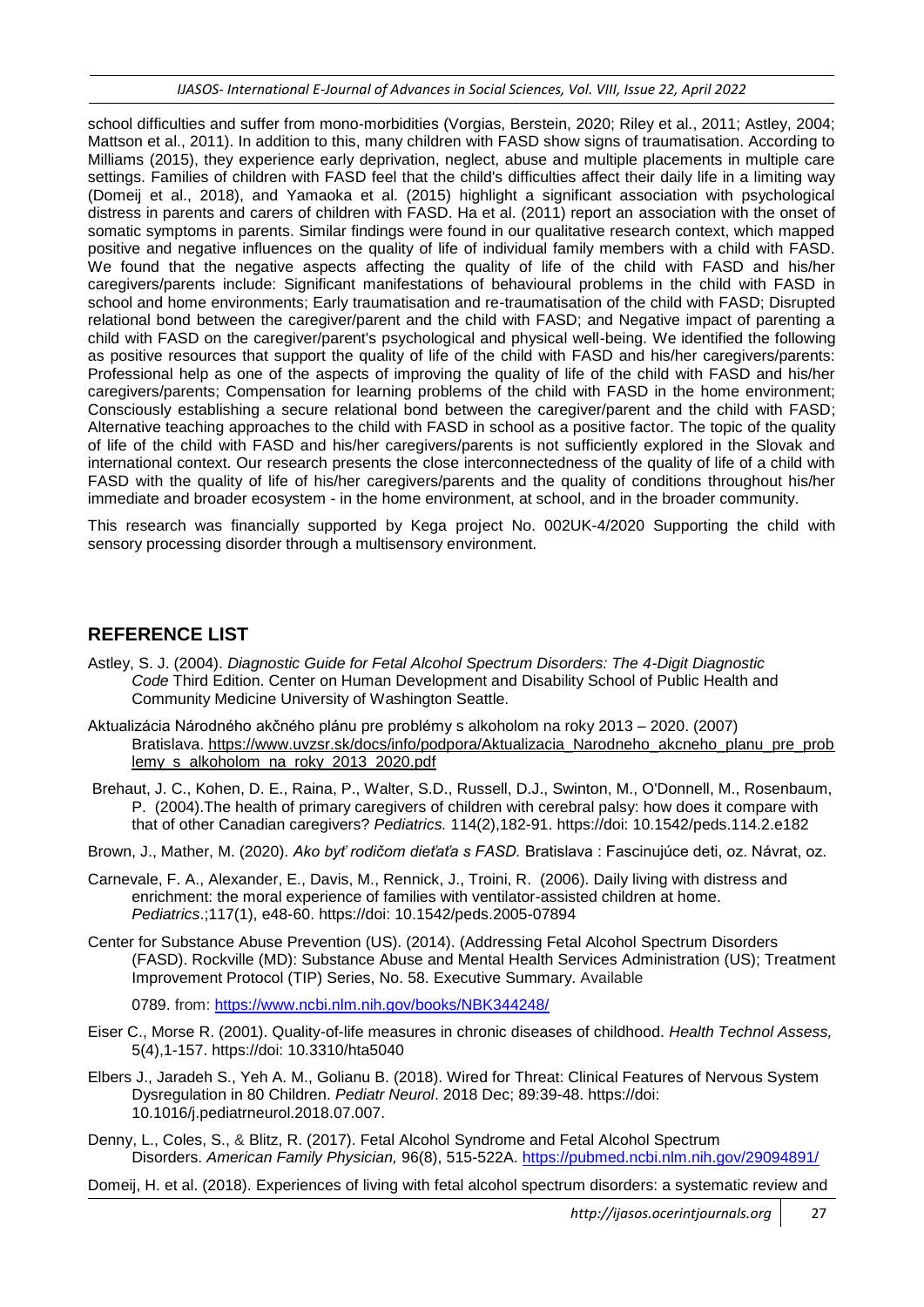school difficulties and suffer from mono-morbidities (Vorgias, Berstein, 2020; Riley et al., 2011; Astley, 2004; Mattson et al., 2011). In addition to this, many children with FASD show signs of traumatisation. According to Milliams (2015), they experience early deprivation, neglect, abuse and multiple placements in multiple care settings. Families of children with FASD feel that the child's difficulties affect their daily life in a limiting way (Domeij et al., 2018), and Yamaoka et al. (2015) highlight a significant association with psychological distress in parents and carers of children with FASD. Ha et al. (2011) report an association with the onset of somatic symptoms in parents. Similar findings were found in our qualitative research context, which mapped positive and negative influences on the quality of life of individual family members with a child with FASD. We found that the negative aspects affecting the quality of life of the child with FASD and his/her caregivers/parents include: Significant manifestations of behavioural problems in the child with FASD in school and home environments; Early traumatisation and re-traumatisation of the child with FASD; Disrupted relational bond between the caregiver/parent and the child with FASD; and Negative impact of parenting a child with FASD on the caregiver/parent's psychological and physical well-being. We identified the following as positive resources that support the quality of life of the child with FASD and his/her caregivers/parents: Professional help as one of the aspects of improving the quality of life of the child with FASD and his/her caregivers/parents; Compensation for learning problems of the child with FASD in the home environment; Consciously establishing a secure relational bond between the caregiver/parent and the child with FASD; Alternative teaching approaches to the child with FASD in school as a positive factor. The topic of the quality of life of the child with FASD and his/her caregivers/parents is not sufficiently explored in the Slovak and international context. Our research presents the close interconnectedness of the quality of life of a child with FASD with the quality of life of his/her caregivers/parents and the quality of conditions throughout his/her immediate and broader ecosystem - in the home environment, at school, and in the broader community.

This research was financially supported by Kega project No. 002UK-4/2020 Supporting the child with sensory processing disorder through a multisensory environment.

## REFERENCE LIST

Astley, S. J. (2004). *Diagnostic Guide for Fetal Alcohol Spectrum Disorders: The 4-Digit Diagnostic Code* Third Edition. Center on Human Development and Disability School of Public Health and Community Medicine University of Washington Seattle.

Aktualizácia Národného akčného plánu pre problémy s alkoholom na roky 2013 – 2020. (2007) Bratislava. https://www.uvzsr.sk/docs/info/podpora/Aktualizacia_Narodneho_akcneho_planu_pre_problemy_s_alkoholom_na_roky_2013_2020.pdf

Brehaut, J. C., Kohen, D. E., Raina, P., Walter, S.D., Russell, D.J., Swinton, M., O'Donnell, M., Rosenbaum, P. (2004).The health of primary caregivers of children with cerebral palsy: how does it compare with that of other Canadian caregivers? *Pediatrics.* 114(2),182-91. https://doi: 10.1542/peds.114.2.e182

Brown, J., Mather, M. (2020). *Ako byť rodičom dieťaťa s FASD.* Bratislava : Fascinujúce deti, oz. Návrat, oz.

Carnevale, F. A., Alexander, E., Davis, M., Rennick, J., Troini, R. (2006). Daily living with distress and enrichment: the moral experience of families with ventilator-assisted children at home. *Pediatrics*.;117(1), e48-60. https://doi: 10.1542/peds.2005-07894

Center for Substance Abuse Prevention (US). (2014). (Addressing Fetal Alcohol Spectrum Disorders (FASD). Rockville (MD): Substance Abuse and Mental Health Services Administration (US); Treatment Improvement Protocol (TIP) Series, No. 58. Executive Summary. Available

0789. from: https://www.ncbi.nlm.nih.gov/books/NBK344248/

Eiser C., Morse R. (2001). Quality-of-life measures in chronic diseases of childhood. *Health Technol Assess,* 5(4),1-157. https://doi: 10.3310/hta5040

Elbers J., Jaradeh S., Yeh A. M., Golianu B. (2018). Wired for Threat: Clinical Features of Nervous System Dysregulation in 80 Children. *Pediatr Neurol*. 2018 Dec; 89:39-48. https://doi: 10.1016/j.pediatrneurol.2018.07.007.

Denny, L., Coles, S., & Blitz, R. (2017). Fetal Alcohol Syndrome and Fetal Alcohol Spectrum Disorders. *American Family Physician,* 96(8), 515-522A. https://pubmed.ncbi.nlm.nih.gov/29094891/

Domeij, H. et al. (2018). Experiences of living with fetal alcohol spectrum disorders: a systematic review and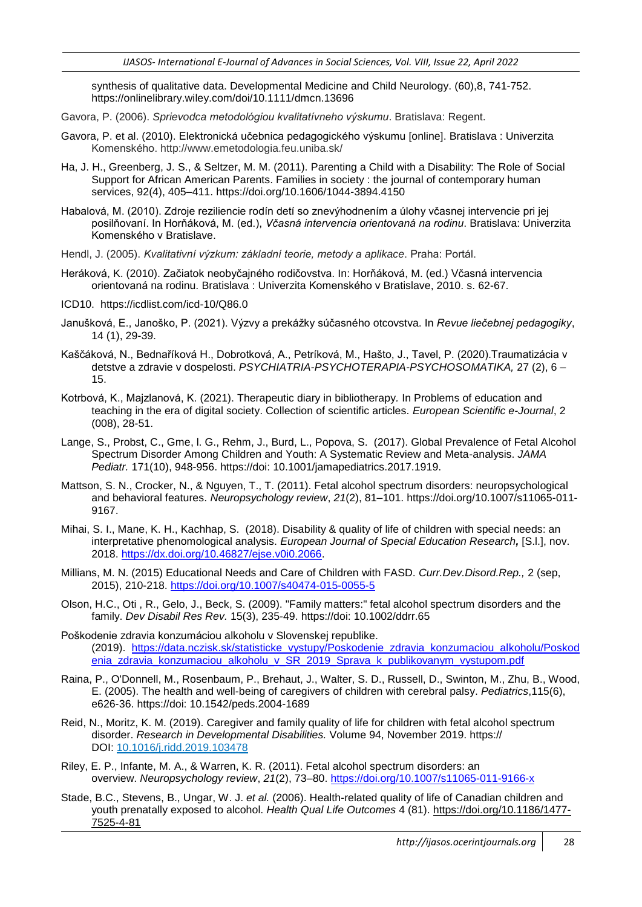synthesis of qualitative data. Developmental Medicine and Child Neurology. (60),8, 741-752. https://onlinelibrary.wiley.com/doi/10.1111/dmcn.13696

Gavora, P. (2006). *Sprievodca metodológiou kvalitatívneho výskumu*. Bratislava: Regent.

Gavora, P. et al. (2010). Elektronická učebnica pedagogického výskumu [online]. Bratislava : Univerzita Komenského. http://www.emetodologia.feu.uniba.sk/

Ha, J. H., Greenberg, J. S., & Seltzer, M. M. (2011). Parenting a Child with a Disability: The Role of Social Support for African American Parents. Families in society : the journal of contemporary human services, 92(4), 405–411. https://doi.org/10.1606/1044-3894.4150

Habalová, M. (2010). Zdroje reziliencie rodín detí so znevýhodnením a úlohy včasnej intervencie pri jej posilňovaní. In Horňáková, M. (ed.), *Včasná intervencia orientovaná na rodinu*. Bratislava: Univerzita Komenského v Bratislave.

Hendl, J. (2005). *Kvalitativní výzkum: základní teorie, metody a aplikace*. Praha: Portál.

Heráková, K. (2010). Začiatok neobyčajného rodičovstva. In: Horňáková, M. (ed.) Včasná intervencia orientovaná na rodinu. Bratislava : Univerzita Komenského v Bratislave, 2010. s. 62-67.

ICD10. https://icdlist.com/icd-10/Q86.0

Janušková, E., Janoško, P. (2021). Výzvy a prekážky súčasného otcovstva. In *Revue liečebnej pedagogiky*, 14 (1), 29-39.

Kaščáková, N., Bednaříková H., Dobrotková, A., Petríková, M., Hašto, J., Tavel, P. (2020).Traumatizácia v detstve a zdravie v dospelosti. *PSYCHIATRIA-PSYCHOTERAPIA-PSYCHOSOMATIKA,* 27 (2), 6 – 15.

Kotrbová, K., Majzlanová, K. (2021). Therapeutic diary in bibliotherapy. In Problems of education and teaching in the era of digital society. Collection of scientific articles. *European Scientific e-Journal*, 2 (008), 28-51.

Lange, S., Probst, C., Gme, l. G., Rehm, J., Burd, L., Popova, S. (2017). Global Prevalence of Fetal Alcohol Spectrum Disorder Among Children and Youth: A Systematic Review and Meta-analysis. *JAMA Pediatr.* 171(10), 948-956. https://doi: 10.1001/jamapediatrics.2017.1919.

Mattson, S. N., Crocker, N., & Nguyen, T., T. (2011). Fetal alcohol spectrum disorders: neuropsychological and behavioral features. *Neuropsychology review*, *21*(2), 81–101. https://doi.org/10.1007/s11065-011-9167.

Mihai, S. I., Mane, K. H., Kachhap, S. (2018). Disability & quality of life of children with special needs: an interpretative phenomenological analysis. *European Journal of Special Education Research***,** [S.l.], nov. 2018. https://dx.doi.org/10.46827/ejse.v0i0.2066.

Millians, M. N. (2015) Educational Needs and Care of Children with FASD. *Curr.Dev.Disord.Rep.,* 2 (sep, 2015), 210-218. https://doi.org/10.1007/s40474-015-0055-5

Olson, H.C., Oti , R., Gelo, J., Beck, S. (2009). "Family matters:" fetal alcohol spectrum disorders and the family. *Dev Disabil Res Rev.* 15(3), 235-49. https://doi: 10.1002/ddrr.65

Poškodenie zdravia konzumáciou alkoholu v Slovenskej republike. (2019). https://data.nczisk.sk/statisticke_vystupy/Poskodenie_zdravia_konzumaciou_alkoholu/Poskodenia_zdravia_konzumaciou_alkoholu_v_SR_2019_Sprava_k_publikovanym_vystupom.pdf

Raina, P., O'Donnell, M., Rosenbaum, P., Brehaut, J., Walter, S. D., Russell, D., Swinton, M., Zhu, B., Wood, E. (2005). The health and well-being of caregivers of children with cerebral palsy. *Pediatrics*,115(6), e626-36. https://doi: 10.1542/peds.2004-1689

Reid, N., Moritz, K. M. (2019). Caregiver and family quality of life for children with fetal alcohol spectrum disorder. *Research in Developmental Disabilities.* Volume 94, November 2019. https:// DOI: 10.1016/j.ridd.2019.103478

Riley, E. P., Infante, M. A., & Warren, K. R. (2011). Fetal alcohol spectrum disorders: an overview. *Neuropsychology review*, *21*(2), 73–80. https://doi.org/10.1007/s11065-011-9166-x

Stade, B.C., Stevens, B., Ungar, W. J. *et al.* (2006). Health-related quality of life of Canadian children and youth prenatally exposed to alcohol. *Health Qual Life Outcomes* 4 (81). https://doi.org/10.1186/1477-7525-4-81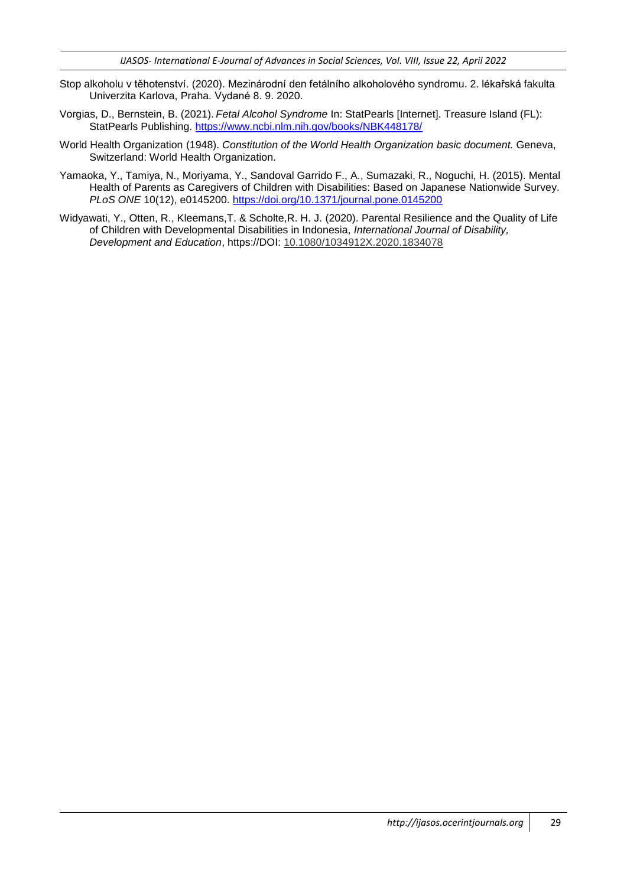Stop alkoholu v těhotenství. (2020). Mezinárodní den fetálního alkoholového syndromu. 2. lékařská fakulta Univerzita Karlova, Praha. Vydané 8. 9. 2020.

Vorgias, D., Bernstein, B. (2021). *Fetal Alcohol Syndrome* In: StatPearls [Internet]. Treasure Island (FL): StatPearls Publishing. https://www.ncbi.nlm.nih.gov/books/NBK448178/

World Health Organization (1948). *Constitution of the World Health Organization basic document.* Geneva, Switzerland: World Health Organization.

Yamaoka, Y., Tamiya, N., Moriyama, Y., Sandoval Garrido F., A., Sumazaki, R., Noguchi, H. (2015). Mental Health of Parents as Caregivers of Children with Disabilities: Based on Japanese Nationwide Survey. *PLoS ONE* 10(12), e0145200. https://doi.org/10.1371/journal.pone.0145200

Widyawati, Y., Otten, R., Kleemans,T. & Scholte,R. H. J. (2020). Parental Resilience and the Quality of Life of Children with Developmental Disabilities in Indonesia, *International Journal of Disability, Development and Education*, https://DOI: 10.1080/1034912X.2020.1834078